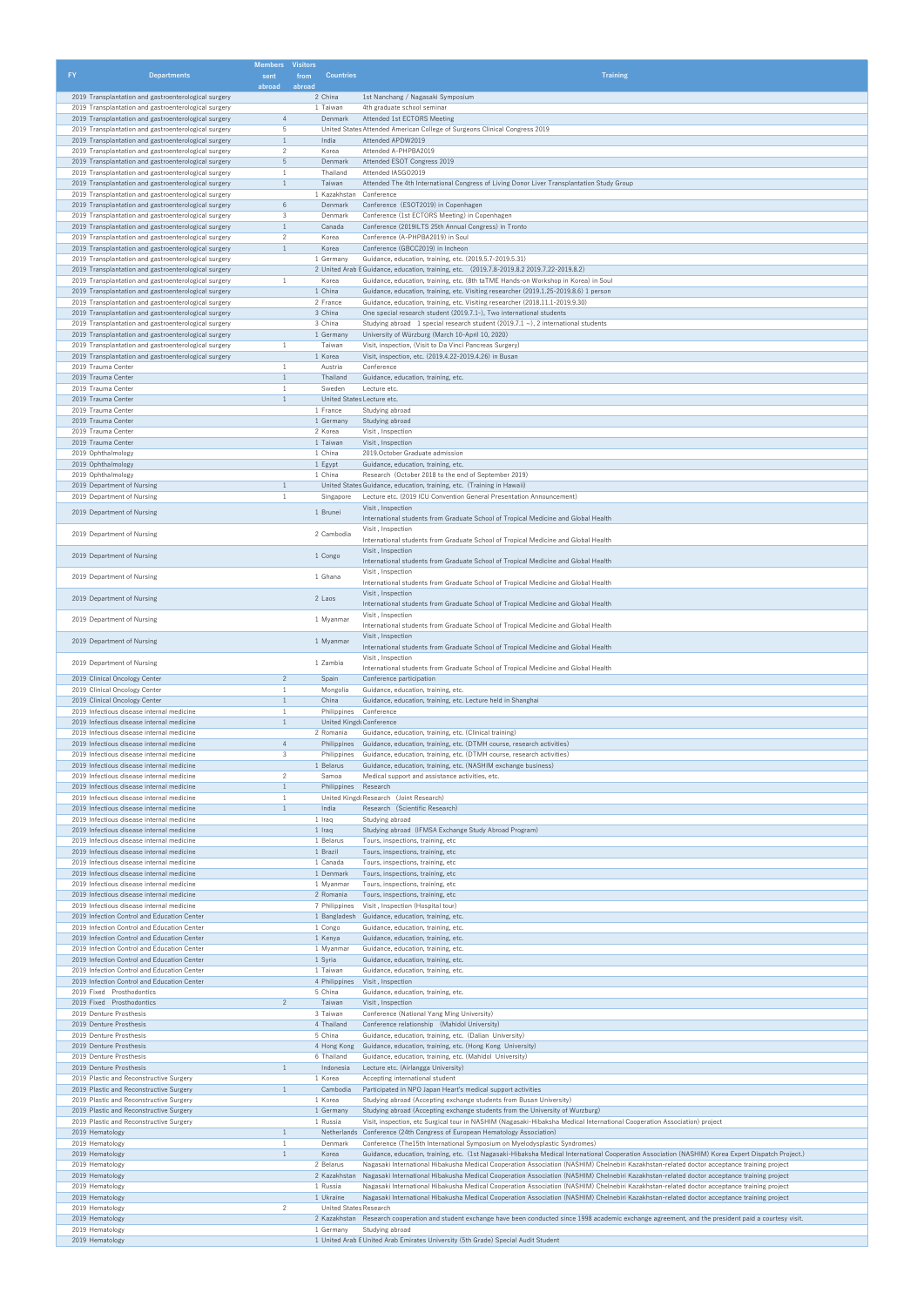| FY | Departments | Members sent abroad | Visitors from abroad | Countries | Training |
|---|---|---|---|---|---|
| 2019 | Transplantation and gastroenterological surgery | | 2 | China | 1st Nanchang / Nagasaki Symposium |
| 2019 | Transplantation and gastroenterological surgery | | 1 | Taiwan | 4th graduate school seminar |
| 2019 | Transplantation and gastroenterological surgery | 4 | | Denmark | Attended 1st ECTORS Meeting |
| 2019 | Transplantation and gastroenterological surgery | 5 | | United States | Attended American College of Surgeons Clinical Congress 2019 |
| 2019 | Transplantation and gastroenterological surgery | 1 | | India | Attended APDW2019 |
| 2019 | Transplantation and gastroenterological surgery | 2 | | Korea | Attended A-PHPBA2019 |
| 2019 | Transplantation and gastroenterological surgery | 5 | | Denmark | Attended ESOT Congress 2019 |
| 2019 | Transplantation and gastroenterological surgery | 1 | | Thailand | Attended IASGO2019 |
| 2019 | Transplantation and gastroenterological surgery | 1 | | Taiwan | Attended The 4th International Congress of Living Donor Liver Transplantation Study Group |
| 2019 | Transplantation and gastroenterological surgery | | 1 | Kazakhstan | Conference |
| 2019 | Transplantation and gastroenterological surgery | 6 | | Denmark | Conference (ESOT2019) in Copenhagen |
| 2019 | Transplantation and gastroenterological surgery | 3 | | Denmark | Conference (1st ECTORS Meeting) in Copenhagen |
| 2019 | Transplantation and gastroenterological surgery | 1 | | Canada | Conference (2019ILTS 25th Annual Congress) in Tronto |
| 2019 | Transplantation and gastroenterological surgery | 2 | | Korea | Conference (A-PHPBA2019) in Soul |
| 2019 | Transplantation and gastroenterological surgery | 1 | | Korea | Conference (GBCC2019) in Incheon |
| 2019 | Transplantation and gastroenterological surgery | | 1 | Germany | Guidance, education, training, etc. (2019.5.7-2019.5.31) |
| 2019 | Transplantation and gastroenterological surgery | | 2 | United Arab E | Guidance, education, training, etc. (2019.7.8-2019.8.2 2019.7.22-2019.8.2) |
| 2019 | Transplantation and gastroenterological surgery | 1 | | Korea | Guidance, education, training, etc. (8th taTME Hands-on Workshop in Korea) in Soul |
| 2019 | Transplantation and gastroenterological surgery | | 1 | China | Guidance, education, training, etc. Visiting researcher (2019.1.25-2019.8.6) 1 person |
| 2019 | Transplantation and gastroenterological surgery | | 2 | France | Guidance, education, training, etc. Visiting researcher (2018.11.1-2019.9.30) |
| 2019 | Transplantation and gastroenterological surgery | | 3 | China | One special research student (2019.7.1-), Two international students |
| 2019 | Transplantation and gastroenterological surgery | | 3 | China | Studying abroad 1 special research student (2019.7.1 ~), 2 international students |
| 2019 | Transplantation and gastroenterological surgery | | 1 | Germany | University of Würzburg (March 10-April 10, 2020) |
| 2019 | Transplantation and gastroenterological surgery | 1 | | Taiwan | Visit, inspection, (Visit to Da Vinci Pancreas Surgery) |
| 2019 | Transplantation and gastroenterological surgery | | 1 | Korea | Visit, inspection, etc. (2019.4.22-2019.4.26) in Busan |
| 2019 | Trauma Center | 1 | | Austria | Conference |
| 2019 | Trauma Center | 1 | | Thailand | Guidance, education, training, etc. |
| 2019 | Trauma Center | 1 | | Sweden | Lecture etc. |
| 2019 | Trauma Center | 1 | | United States | Lecture etc. |
| 2019 | Trauma Center | | 1 | France | Studying abroad |
| 2019 | Trauma Center | | 1 | Germany | Studying abroad |
| 2019 | Trauma Center | | 2 | Korea | Visit , Inspection |
| 2019 | Trauma Center | | 1 | Taiwan | Visit , Inspection |
| 2019 | Ophthalmology | | 1 | China | 2019.October Graduate admission |
| 2019 | Ophthalmology | | 1 | Egypt | Guidance, education, training, etc. |
| 2019 | Ophthalmology | | 1 | China | Research (October 2018 to the end of September 2019) |
| 2019 | Department of Nursing | 1 | | United States | Guidance, education, training, etc. (Training in Hawaii) |
| 2019 | Department of Nursing | 1 | | Singapore | Lecture etc. (2019 ICU Convention General Presentation Announcement) |
| 2019 | Department of Nursing | | 1 | Brunei | Visit , Inspection<br>International students from Graduate School of Tropical Medicine and Global Health |
| 2019 | Department of Nursing | | 2 | Cambodia | Visit , Inspection<br>International students from Graduate School of Tropical Medicine and Global Health |
| 2019 | Department of Nursing | | 1 | Congo | Visit , Inspection<br>International students from Graduate School of Tropical Medicine and Global Health |
| 2019 | Department of Nursing | | 1 | Ghana | Visit , Inspection<br>International students from Graduate School of Tropical Medicine and Global Health |
| 2019 | Department of Nursing | | 2 | Laos | Visit , Inspection<br>International students from Graduate School of Tropical Medicine and Global Health |
| 2019 | Department of Nursing | | 1 | Myanmar | Visit , Inspection<br>International students from Graduate School of Tropical Medicine and Global Health |
| 2019 | Department of Nursing | | 1 | Myanmar | Visit , Inspection<br>International students from Graduate School of Tropical Medicine and Global Health |
| 2019 | Department of Nursing | | 1 | Zambia | Visit , Inspection<br>International students from Graduate School of Tropical Medicine and Global Health |
| 2019 | Clinical Oncology Center | 2 | | Spain | Conference participation |
| 2019 | Clinical Oncology Center | 1 | | Mongolia | Guidance, education, training, etc. |
| 2019 | Clinical Oncology Center | 1 | | China | Guidance, education, training, etc. Lecture held in Shanghai |
| 2019 | Infectious disease internal medicine | 1 | | Philippines | Conference |
| 2019 | Infectious disease internal medicine | 1 | | United Kingdo | Conference |
| 2019 | Infectious disease internal medicine | | 2 | Romania | Guidance, education, training, etc. (Clinical training) |
| 2019 | Infectious disease internal medicine | 4 | | Philippines | Guidance, education, training, etc. (DTMH course, research activities) |
| 2019 | Infectious disease internal medicine | 3 | | Philippines | Guidance, education, training, etc. (DTMH course, research activities) |
| 2019 | Infectious disease internal medicine | | 1 | Belarus | Guidance, education, training, etc. (NASHIM exchange business) |
| 2019 | Infectious disease internal medicine | 2 | | Samoa | Medical support and assistance activities, etc. |
| 2019 | Infectious disease internal medicine | 1 | | Philippines | Research |
| 2019 | Infectious disease internal medicine | 1 | | United Kingdo | Research (Joint Research) |
| 2019 | Infectious disease internal medicine | 1 | | India | Research (Scientific Research) |
| 2019 | Infectious disease internal medicine | | 1 | Iraq | Studying abroad |
| 2019 | Infectious disease internal medicine | | 1 | Iraq | Studying abroad (IFMSA Exchange Study Abroad Program) |
| 2019 | Infectious disease internal medicine | | 1 | Belarus | Tours, inspections, training, etc |
| 2019 | Infectious disease internal medicine | | 1 | Brazil | Tours, inspections, training, etc |
| 2019 | Infectious disease internal medicine | | 1 | Canada | Tours, inspections, training, etc |
| 2019 | Infectious disease internal medicine | | 1 | Denmark | Tours, inspections, training, etc |
| 2019 | Infectious disease internal medicine | | 1 | Myanmar | Tours, inspections, training, etc |
| 2019 | Infectious disease internal medicine | | 2 | Romania | Tours, inspections, training, etc |
| 2019 | Infectious disease internal medicine | | 7 | Philippines | Visit , Inspection (Hospital tour) |
| 2019 | Infection Control and Education Center | | 1 | Bangladesh | Guidance, education, training, etc. |
| 2019 | Infection Control and Education Center | | 1 | Congo | Guidance, education, training, etc. |
| 2019 | Infection Control and Education Center | | 1 | Kenya | Guidance, education, training, etc. |
| 2019 | Infection Control and Education Center | | 1 | Myanmar | Guidance, education, training, etc. |
| 2019 | Infection Control and Education Center | | 1 | Syria | Guidance, education, training, etc. |
| 2019 | Infection Control and Education Center | | 1 | Taiwan | Guidance, education, training, etc. |
| 2019 | Infection Control and Education Center | | 4 | Philippines | Visit , Inspection |
| 2019 | Fixed Prosthodontics | | 5 | China | Guidance, education, training, etc. |
| 2019 | Fixed Prosthodontics | 2 | | Taiwan | Visit , Inspection |
| 2019 | Denture Prosthesis | | 3 | Taiwan | Conference (National Yang Ming University) |
| 2019 | Denture Prosthesis | | 4 | Thailand | Conference relationship (Mahidol University) |
| 2019 | Denture Prosthesis | | 5 | China | Guidance, education, training, etc. (Dalian University) |
| 2019 | Denture Prosthesis | | 4 | Hong Kong | Guidance, education, training, etc. (Hong Kong University) |
| 2019 | Denture Prosthesis | | 6 | Thailand | Guidance, education, training, etc. (Mahidol University) |
| 2019 | Denture Prosthesis | 1 | | Indonesia | Lecture etc. (Airlangga University) |
| 2019 | Plastic and Reconstructive Surgery | | 1 | Korea | Accepting international student |
| 2019 | Plastic and Reconstructive Surgery | 1 | | Cambodia | Participated in NPO Japan Heart's medical support activities |
| 2019 | Plastic and Reconstructive Surgery | | 1 | Korea | Studying abroad (Accepting exchange students from Busan University) |
| 2019 | Plastic and Reconstructive Surgery | | 1 | Germany | Studying abroad (Accepting exchange students from the University of Wurzburg) |
| 2019 | Plastic and Reconstructive Surgery | | 1 | Russia | Visit, inspection, etc Surgical tour in NASHIM (Nagasaki-Hibaksha Medical International Cooperation Association) project |
| 2019 | Hematology | 1 | | Netherlands | Conference (24th Congress of European Hematology Association) |
| 2019 | Hematology | 1 | | Denmark | Conference (The15th International Symposium on Myelodysplastic Syndromes) |
| 2019 | Hematology | 1 | | Korea | Guidance, education, training, etc. (1st Nagasaki-Hibaksha Medical International Cooperation Association (NASHIM) Korea Expert Dispatch Project.) |
| 2019 | Hematology | | 2 | Belarus | Nagasaki International Hibakusha Medical Cooperation Association (NASHIM) Chelnebiri Kazakhstan-related doctor acceptance training project |
| 2019 | Hematology | | 2 | Kazakhstan | Nagasaki International Hibakusha Medical Cooperation Association (NASHIM) Chelnebiri Kazakhstan-related doctor acceptance training project |
| 2019 | Hematology | | 1 | Russia | Nagasaki International Hibakusha Medical Cooperation Association (NASHIM) Chelnebiri Kazakhstan-related doctor acceptance training project |
| 2019 | Hematology | | 1 | Ukraine | Nagasaki International Hibakusha Medical Cooperation Association (NASHIM) Chelnebiri Kazakhstan-related doctor acceptance training project |
| 2019 | Hematology | 2 | | United States | Research |
| 2019 | Hematology | | 2 | Kazakhstan | Research cooperation and student exchange have been conducted since 1998 academic exchange agreement, and the president paid a courtesy visit. |
| 2019 | Hematology | | 1 | Germany | Studying abroad |
| 2019 | Hematology | | 1 | United Arab E | United Arab Emirates University (5th Grade) Special Audit Student |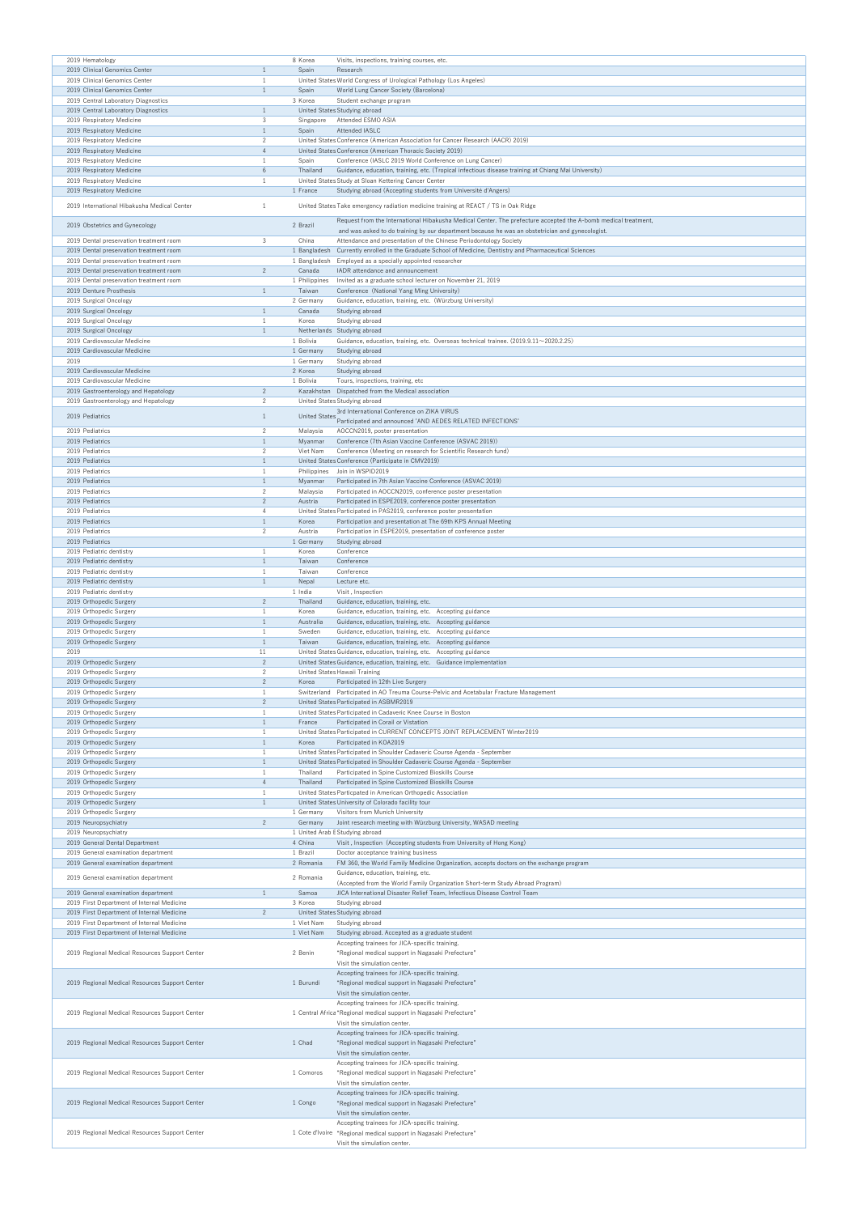| Year | Department | | | Country | Details |
|---|---|---|---|---|---|
| 2019 | Hematology | | 8 | Korea | Visits, inspections, training courses, etc. |
| 2019 | Clinical Genomics Center | 1 | | Spain | Research |
| 2019 | Clinical Genomics Center | 1 | | United States | World Congress of Urological Pathology (Los Angeles) |
| 2019 | Clinical Genomics Center | 1 | | Spain | World Lung Cancer Society (Barcelona) |
| 2019 | Central Laboratory Diagnostics | | 3 | Korea | Student exchange program |
| 2019 | Central Laboratory Diagnostics | 1 | | United States | Studying abroad |
| 2019 | Respiratory Medicine | 3 | | Singapore | Attended ESMO ASIA |
| 2019 | Respiratory Medicine | 1 | | Spain | Attended IASLC |
| 2019 | Respiratory Medicine | 2 | | United States | Conference (American Association for Cancer Research (AACR) 2019) |
| 2019 | Respiratory Medicine | 4 | | United States | Conference (American Thoracic Society 2019) |
| 2019 | Respiratory Medicine | 1 | | Spain | Conference (IASLC 2019 World Conference on Lung Cancer) |
| 2019 | Respiratory Medicine | 6 | | Thailand | Guidance, education, training, etc. (Tropical infectious disease training at Chiang Mai University) |
| 2019 | Respiratory Medicine | 1 | | United States | Study at Sloan Kettering Cancer Center |
| 2019 | Respiratory Medicine | | 1 | France | Studying abroad (Accepting students from Université d'Angers) |
| 2019 | International Hibakusha Medical Center | 1 | | United States | Take emergency radiation medicine training at REACT / TS in Oak Ridge |
| 2019 | Obstetrics and Gynecology | | 2 | Brazil | Request from the International Hibakusha Medical Center. The prefecture accepted the A-bomb medical treatment, and was asked to do training by our department because he was an obstetrician and gynecologist. |
| 2019 | Dental preservation treatment room | 3 | | China | Attendance and presentation of the Chinese Periodontology Society |
| 2019 | Dental preservation treatment room | | 1 | Bangladesh | Currently enrolled in the Graduate School of Medicine, Dentistry and Pharmaceutical Sciences |
| 2019 | Dental preservation treatment room | | 1 | Bangladesh | Employed as a specially appointed researcher |
| 2019 | Dental preservation treatment room | 2 | | Canada | IADR attendance and announcement |
| 2019 | Dental preservation treatment room | | 1 | Philippines | Invited as a graduate school lecturer on November 21, 2019 |
| 2019 | Denture Prosthesis | 1 | | Taiwan | Conference (National Yang Ming University) |
| 2019 | Surgical Oncology | | 2 | Germany | Guidance, education, training, etc. (Würzburg University) |
| 2019 | Surgical Oncology | 1 | | Canada | Studying abroad |
| 2019 | Surgical Oncology | 1 | | Korea | Studying abroad |
| 2019 | Surgical Oncology | 1 | | Netherlands | Studying abroad |
| 2019 | Cardiovascular Medicine | | 1 | Bolivia | Guidance, education, training, etc. Overseas technical trainee. (2019.9.11～2020.2.25) |
| 2019 | Cardiovascular Medicine | | 1 | Germany | Studying abroad |
| 2019 | | | 1 | Germany | Studying abroad |
| 2019 | Cardiovascular Medicine | | 2 | Korea | Studying abroad |
| 2019 | Cardiovascular Medicine | | 1 | Bolivia | Tours, inspections, training, etc |
| 2019 | Gastroenterology and Hepatology | 2 | | Kazakhstan | Dispatched from the Medical association |
| 2019 | Gastroenterology and Hepatology | 2 | | United States | Studying abroad |
| 2019 | Pediatrics | 1 | | United States | 3rd International Conference on ZIKA VIRUS Participated and announced 'AND AEDES RELATED INFECTIONS' |
| 2019 | Pediatrics | 2 | | Malaysia | AOCCN2019, poster presentation |
| 2019 | Pediatrics | 1 | | Myanmar | Conference (7th Asian Vaccine Conference (ASVAC 2019)) |
| 2019 | Pediatrics | 2 | | Viet Nam | Conference (Meeting on research for Scientific Research fund) |
| 2019 | Pediatrics | 1 | | United States | Conference (Participate in CMV2019) |
| 2019 | Pediatrics | 1 | | Philippines | Join in WSPID2019 |
| 2019 | Pediatrics | 1 | | Myanmar | Participated in 7th Asian Vaccine Conference (ASVAC 2019) |
| 2019 | Pediatrics | 2 | | Malaysia | Participated in AOCCN2019, conference poster presentation |
| 2019 | Pediatrics | 2 | | Austria | Participated in ESPE2019, conference poster presentation |
| 2019 | Pediatrics | 4 | | United States | Participated in PAS2019, conference poster presentation |
| 2019 | Pediatrics | 1 | | Korea | Participation and presentation at The 69th KPS Annual Meeting |
| 2019 | Pediatrics | 2 | | Austria | Participation in ESPE2019, presentation of conference poster |
| 2019 | Pediatrics | | 1 | Germany | Studying abroad |
| 2019 | Pediatric dentistry | 1 | | Korea | Conference |
| 2019 | Pediatric dentistry | 1 | | Taiwan | Conference |
| 2019 | Pediatric dentistry | 1 | | Taiwan | Conference |
| 2019 | Pediatric dentistry | 1 | | Nepal | Lecture etc. |
| 2019 | Pediatric dentistry | | 1 | India | Visit , Inspection |
| 2019 | Orthopedic Surgery | 2 | | Thailand | Guidance, education, training, etc. |
| 2019 | Orthopedic Surgery | 1 | | Korea | Guidance, education, training, etc.　Accepting guidance |
| 2019 | Orthopedic Surgery | 1 | | Australia | Guidance, education, training, etc.　Accepting guidance |
| 2019 | Orthopedic Surgery | 1 | | Sweden | Guidance, education, training, etc.　Accepting guidance |
| 2019 | Orthopedic Surgery | 1 | | Taiwan | Guidance, education, training, etc.　Accepting guidance |
| 2019 | | 11 | | United States | Guidance, education, training, etc.　Accepting guidance |
| 2019 | Orthopedic Surgery | 2 | | United States | Guidance, education, training, etc.　Guidance implementation |
| 2019 | Orthopedic Surgery | 2 | | United States | Hawaii Training |
| 2019 | Orthopedic Surgery | 2 | | Korea | Participated in 12th Live Surgery |
| 2019 | Orthopedic Surgery | 1 | | Switzerland | Participated in AO Treuma Course-Pelvic and Acetabular Fracture Management |
| 2019 | Orthopedic Surgery | 2 | | United States | Participated in ASBMR2019 |
| 2019 | Orthopedic Surgery | 1 | | United States | Participated in Cadaveric Knee Course in Boston |
| 2019 | Orthopedic Surgery | 1 | | France | Participated in Corail or Vistation |
| 2019 | Orthopedic Surgery | 1 | | United States | Participated in CURRENT CONCEPTS JOINT REPLACEMENT Winter2019 |
| 2019 | Orthopedic Surgery | 1 | | Korea | Participated in KOA2019 |
| 2019 | Orthopedic Surgery | 1 | | United States | Participated in Shoulder Cadaveric Course Agenda - September |
| 2019 | Orthopedic Surgery | 1 | | United States | Participated in Shoulder Cadaveric Course Agenda - September |
| 2019 | Orthopedic Surgery | 1 | | Thailand | Participated in Spine Customized Bioskills Course |
| 2019 | Orthopedic Surgery | 4 | | Thailand | Participated in Spine Customized Bioskills Course |
| 2019 | Orthopedic Surgery | 1 | | United States | Particpated in American Orthopedic Association |
| 2019 | Orthopedic Surgery | 1 | | United States | University of Colorado facility tour |
| 2019 | Orthopedic Surgery | | 1 | Germany | Visitors from Munich University |
| 2019 | Neuropsychiatry | 2 | | Germany | Joint research meeting with Würzburg University, WASAD meeting |
| 2019 | Neuropsychiatry | | 1 | United Arab E | Studying abroad |
| 2019 | General Dental Department | | 4 | China | Visit , Inspection (Accepting students from University of Hong Kong) |
| 2019 | General examination department | | 1 | Brazil | Doctor acceptance training business |
| 2019 | General examination department | | 2 | Romania | FM 360, the World Family Medicine Organization, accepts doctors on the exchange program |
| 2019 | General examination department | | 2 | Romania | Guidance, education, training, etc. (Accepted from the World Family Organization Short-term Study Abroad Program) |
| 2019 | General examination department | 1 | | Samoa | JICA International Disaster Relief Team, Infectious Disease Control Team |
| 2019 | First Department of Internal Medicine | | 3 | Korea | Studying abroad |
| 2019 | First Department of Internal Medicine | 2 | | United States | Studying abroad |
| 2019 | First Department of Internal Medicine | | 1 | Viet Nam | Studying abroad |
| 2019 | First Department of Internal Medicine | | 1 | Viet Nam | Studying abroad. Accepted as a graduate student |
| 2019 | Regional Medical Resources Support Center | | 2 | Benin | Accepting trainees for JICA-specific training. "Regional medical support in Nagasaki Prefecture" Visit the simulation center. |
| 2019 | Regional Medical Resources Support Center | | 1 | Burundi | Accepting trainees for JICA-specific training. "Regional medical support in Nagasaki Prefecture" Visit the simulation center. |
| 2019 | Regional Medical Resources Support Center | | 1 | Central Africa | Accepting trainees for JICA-specific training. "Regional medical support in Nagasaki Prefecture" Visit the simulation center. |
| 2019 | Regional Medical Resources Support Center | | 1 | Chad | Accepting trainees for JICA-specific training. "Regional medical support in Nagasaki Prefecture" Visit the simulation center. |
| 2019 | Regional Medical Resources Support Center | | 1 | Comoros | Accepting trainees for JICA-specific training. "Regional medical support in Nagasaki Prefecture" Visit the simulation center. |
| 2019 | Regional Medical Resources Support Center | | 1 | Congo | Accepting trainees for JICA-specific training. "Regional medical support in Nagasaki Prefecture" Visit the simulation center. |
| 2019 | Regional Medical Resources Support Center | | 1 | Cote d'Ivoire | Accepting trainees for JICA-specific training. "Regional medical support in Nagasaki Prefecture" Visit the simulation center. |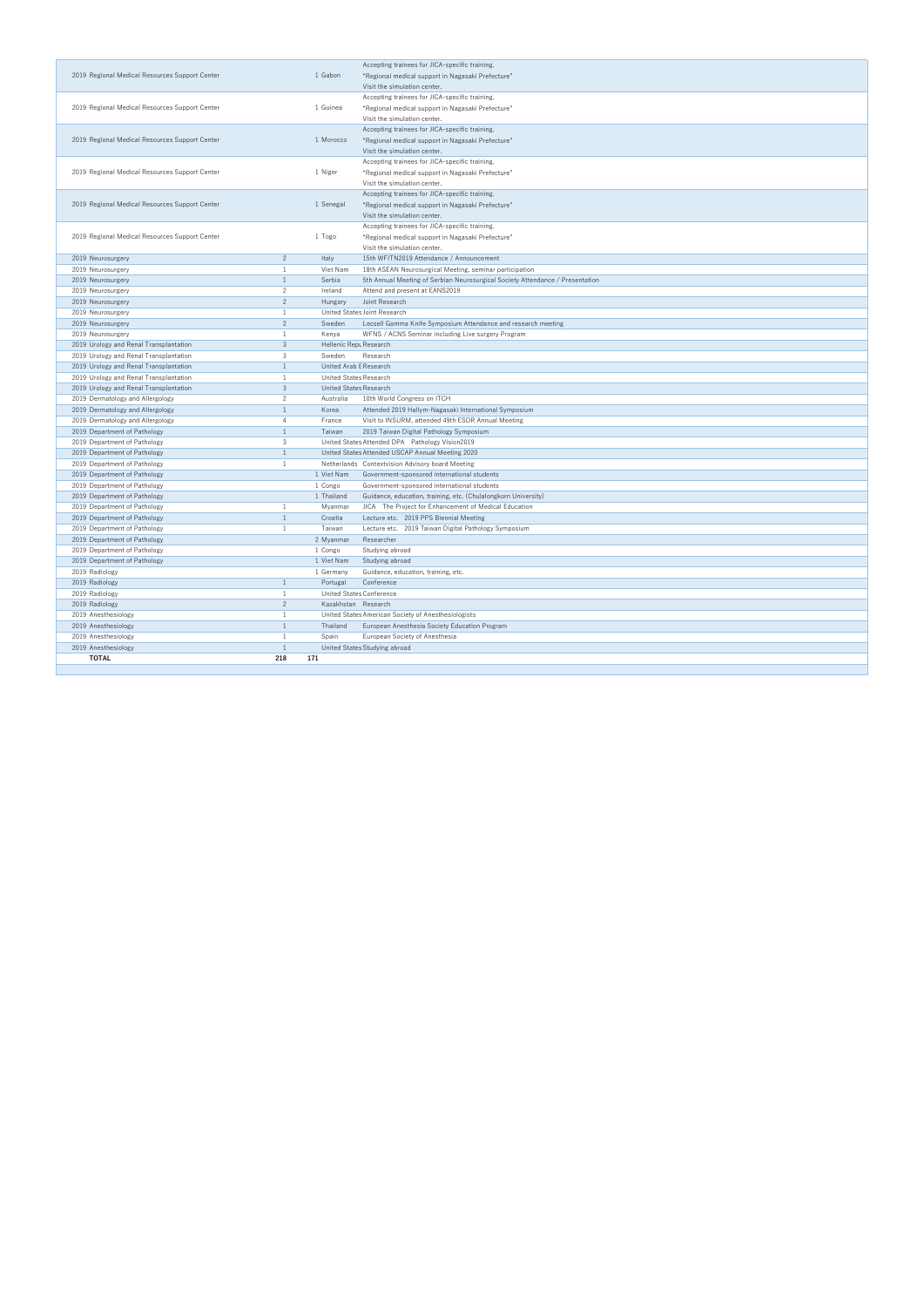| | | | | | |
|---|---|---|---|---|---|
| 2019 | Regional Medical Resources Support Center | | 1 | Gabon | Accepting trainees for JICA-specific training. "Regional medical support in Nagasaki Prefecture" Visit the simulation center. |
| 2019 | Regional Medical Resources Support Center | | 1 | Guinea | Accepting trainees for JICA-specific training. "Regional medical support in Nagasaki Prefecture" Visit the simulation center. |
| 2019 | Regional Medical Resources Support Center | | 1 | Morocco | Accepting trainees for JICA-specific training. "Regional medical support in Nagasaki Prefecture" Visit the simulation center. |
| 2019 | Regional Medical Resources Support Center | | 1 | Niger | Accepting trainees for JICA-specific training. "Regional medical support in Nagasaki Prefecture" Visit the simulation center. |
| 2019 | Regional Medical Resources Support Center | | 1 | Senegal | Accepting trainees for JICA-specific training. "Regional medical support in Nagasaki Prefecture" Visit the simulation center. |
| 2019 | Regional Medical Resources Support Center | | 1 | Togo | Accepting trainees for JICA-specific training. "Regional medical support in Nagasaki Prefecture" Visit the simulation center. |
| 2019 | Neurosurgery | 2 | | Italy | 15th WFITN2019 Attendance / Announcement |
| 2019 | Neurosurgery | 1 | | Viet Nam | 18th ASEAN Neurosurgical Meeting, seminar participation |
| 2019 | Neurosurgery | 1 | | Serbia | 5th Annual Meeting of Serbian Neurosurgical Society Attendance / Presentation |
| 2019 | Neurosurgery | 2 | | Ireland | Attend and present at EANS2019 |
| 2019 | Neurosurgery | 2 | | Hungary | Joint Research |
| 2019 | Neurosurgery | 1 | | United States | Joint Research |
| 2019 | Neurosurgery | 2 | | Sweden | Lecsell Gamma Knife Symposium Attendance and research meeting |
| 2019 | Neurosurgery | 1 | | Kenya | WFNS / ACNS Seminar including Live surgery Program |
| 2019 | Urology and Renal Transplantation | 3 | | Hellenic Repu | Research |
| 2019 | Urology and Renal Transplantation | 3 | | Sweden | Research |
| 2019 | Urology and Renal Transplantation | 1 | | United Arab E | Research |
| 2019 | Urology and Renal Transplantation | 1 | | United States | Research |
| 2019 | Urology and Renal Transplantation | 3 | | United States | Research |
| 2019 | Dermatology and Allergology | 2 | | Australia | 10th World Congress on ITCH |
| 2019 | Dermatology and Allergology | 1 | | Korea | Attended 2019 Hallym-Nagasaki International Symposium |
| 2019 | Dermatology and Allergology | 4 | | France | Visit to INSURM, attended 49th ESDR Annual Meeting |
| 2019 | Department of Pathology | 1 | | Taiwan | 2019 Taiwan Digital Pathology Symposium |
| 2019 | Department of Pathology | 3 | | United States | Attended DPA Pathology Vision2019 |
| 2019 | Department of Pathology | 1 | | United States | Attended USCAP Annual Meeting 2020 |
| 2019 | Department of Pathology | 1 | | Netherlands | Contextvision Advisory board Meeting |
| 2019 | Department of Pathology | | 1 | Viet Nam | Government-sponsored international students |
| 2019 | Department of Pathology | | 1 | Congo | Government-sponsored international students |
| 2019 | Department of Pathology | | 1 | Thailand | Guidance, education, training, etc. (Chulalongkorn University) |
| 2019 | Department of Pathology | 1 | | Myanmar | JICA The Project for Enhancement of Medical Education |
| 2019 | Department of Pathology | 1 | | Croatia | Lecture etc. 2019 PPS Biennial Meeting |
| 2019 | Department of Pathology | 1 | | Taiwan | Lecture etc. 2019 Taiwan Digital Pathology Symposium |
| 2019 | Department of Pathology | | 2 | Myanmar | Researcher |
| 2019 | Department of Pathology | | 1 | Congo | Studying abroad |
| 2019 | Department of Pathology | | 1 | Viet Nam | Studying abroad |
| 2019 | Radiology | | 1 | Germany | Guidance, education, training, etc. |
| 2019 | Radiology | 1 | | Portugal | Conference |
| 2019 | Radiology | 1 | | United States | Conference |
| 2019 | Radiology | 2 | | Kazakhstan | Research |
| 2019 | Anesthesiology | 1 | | United States | American Society of Anesthesiologists |
| 2019 | Anesthesiology | 1 | | Thailand | European Anesthesia Society Education Program |
| 2019 | Anesthesiology | 1 | | Spain | European Society of Anesthesia |
| 2019 | Anesthesiology | 1 | | United States | Studying abroad |
| **TOTAL** | | **218** | **171** | | |